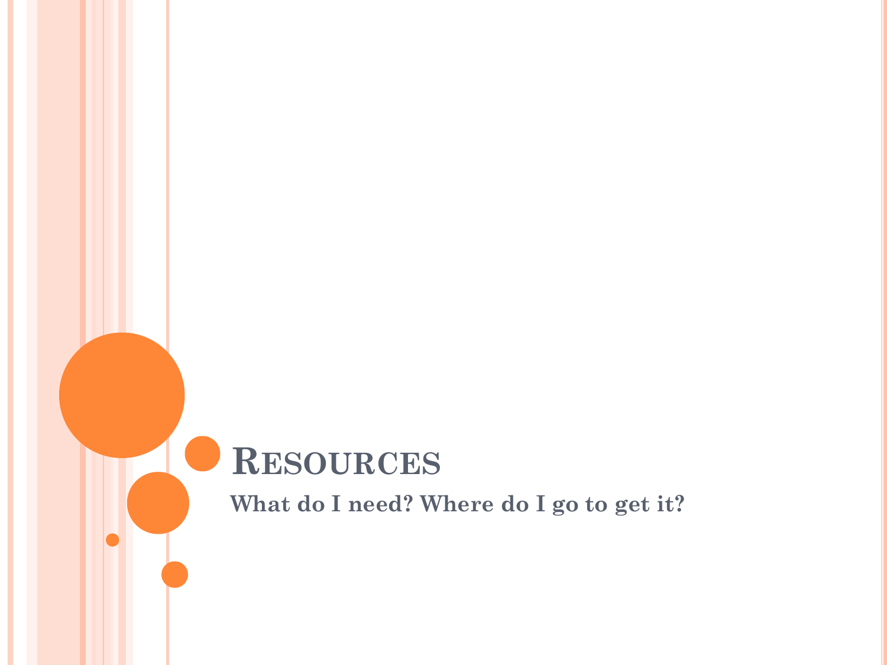# Resources

**What do I need? Where do I go to get it?**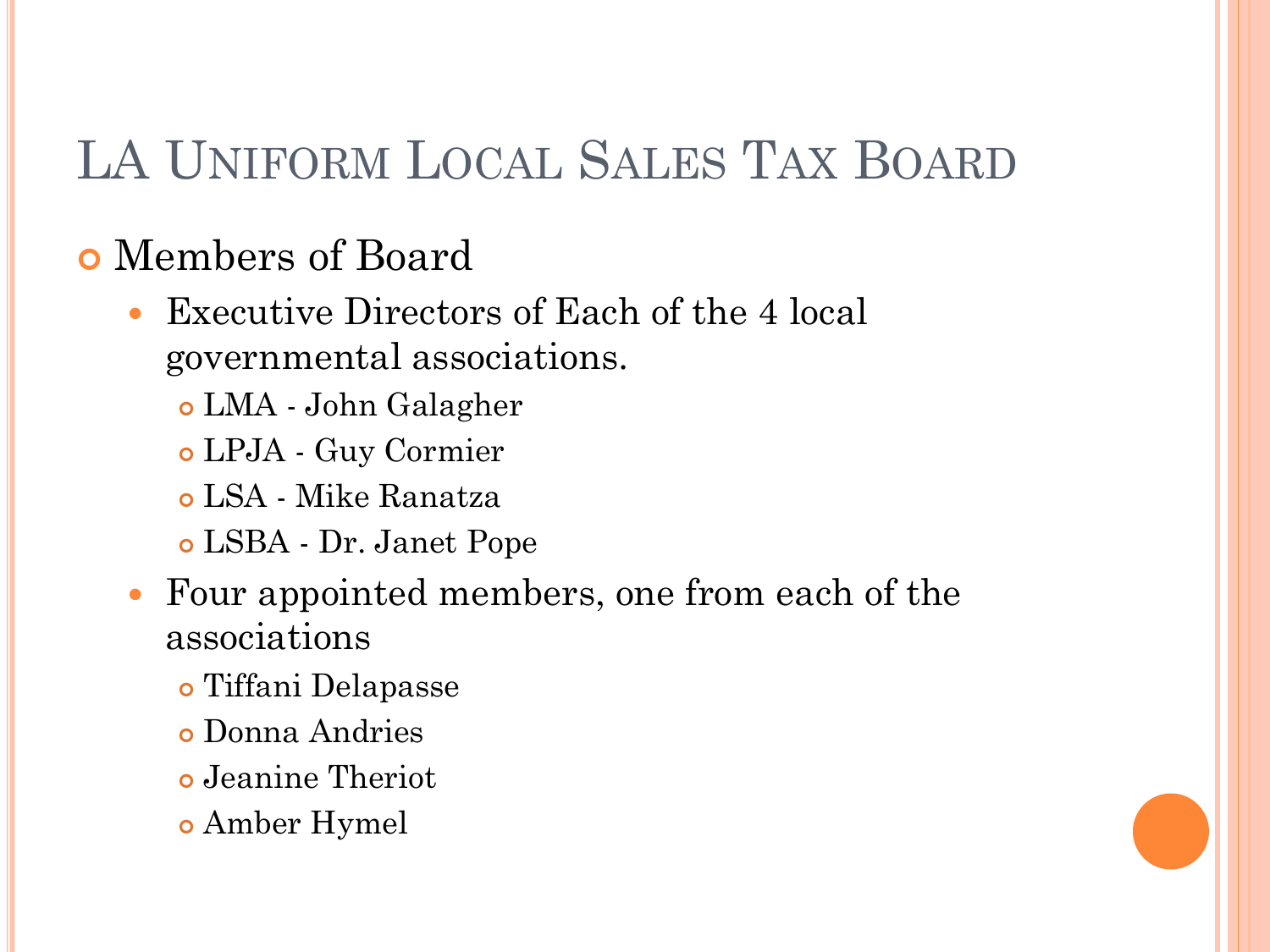# LA Uniform Local Sales Tax Board

- Members of Board
  - Executive Directors of Each of the 4 local governmental associations.
    - LMA - John Galagher
    - LPJA - Guy Cormier
    - LSA - Mike Ranatza
    - LSBA - Dr. Janet Pope
  - Four appointed members, one from each of the associations
    - Tiffani Delapasse
    - Donna Andries
    - Jeanine Theriot
    - Amber Hymel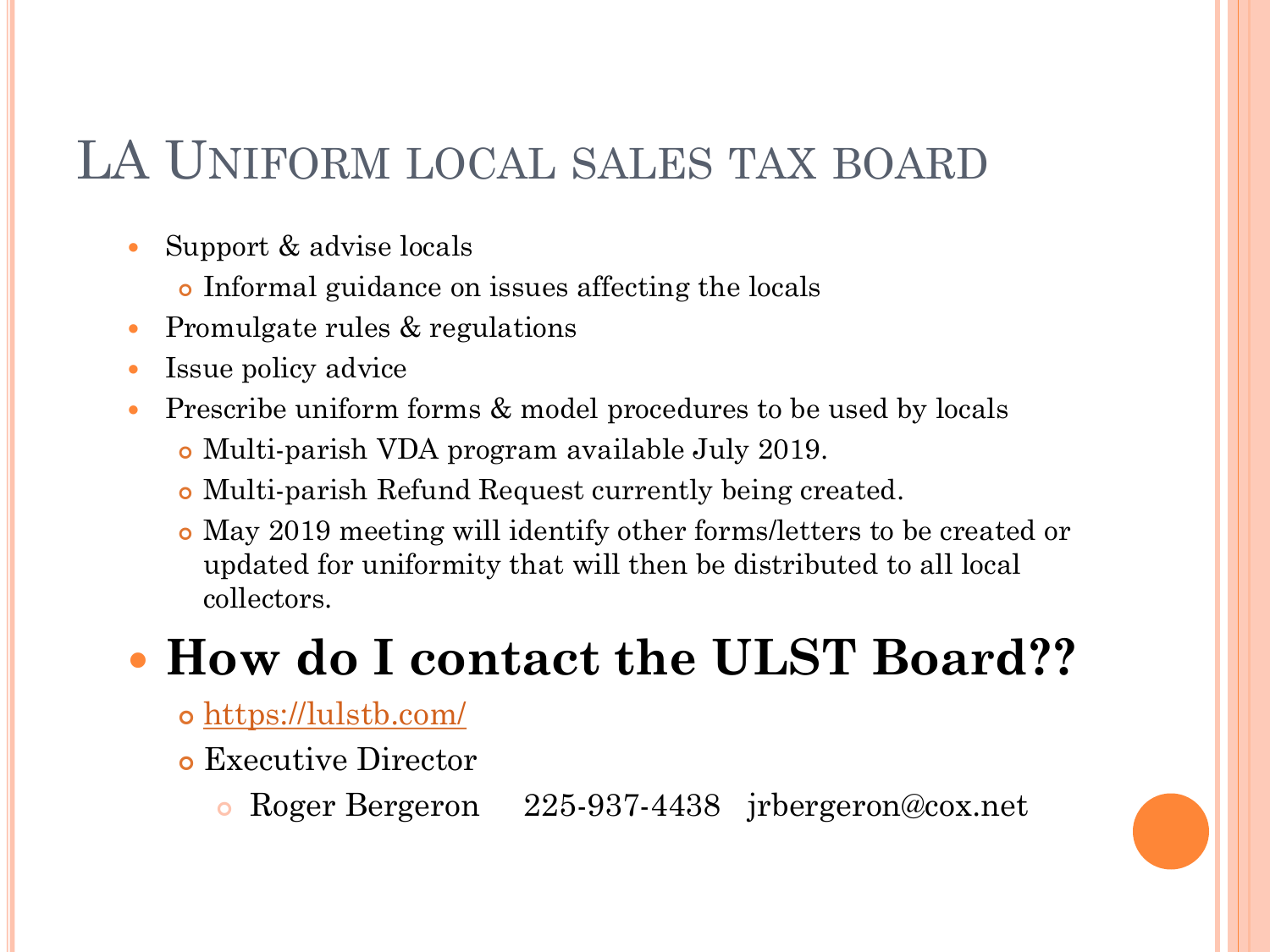# LA Uniform local sales tax board

- Support & advise locals
  - Informal guidance on issues affecting the locals
- Promulgate rules & regulations
- Issue policy advice
- Prescribe uniform forms & model procedures to be used by locals
  - Multi-parish VDA program available July 2019.
  - Multi-parish Refund Request currently being created.
  - May 2019 meeting will identify other forms/letters to be created or updated for uniformity that will then be distributed to all local collectors.
- **How do I contact the ULST Board??**
  - https://lulstb.com/
  - Executive Director
    - Roger Bergeron 225-937-4438 jrbergeron@cox.net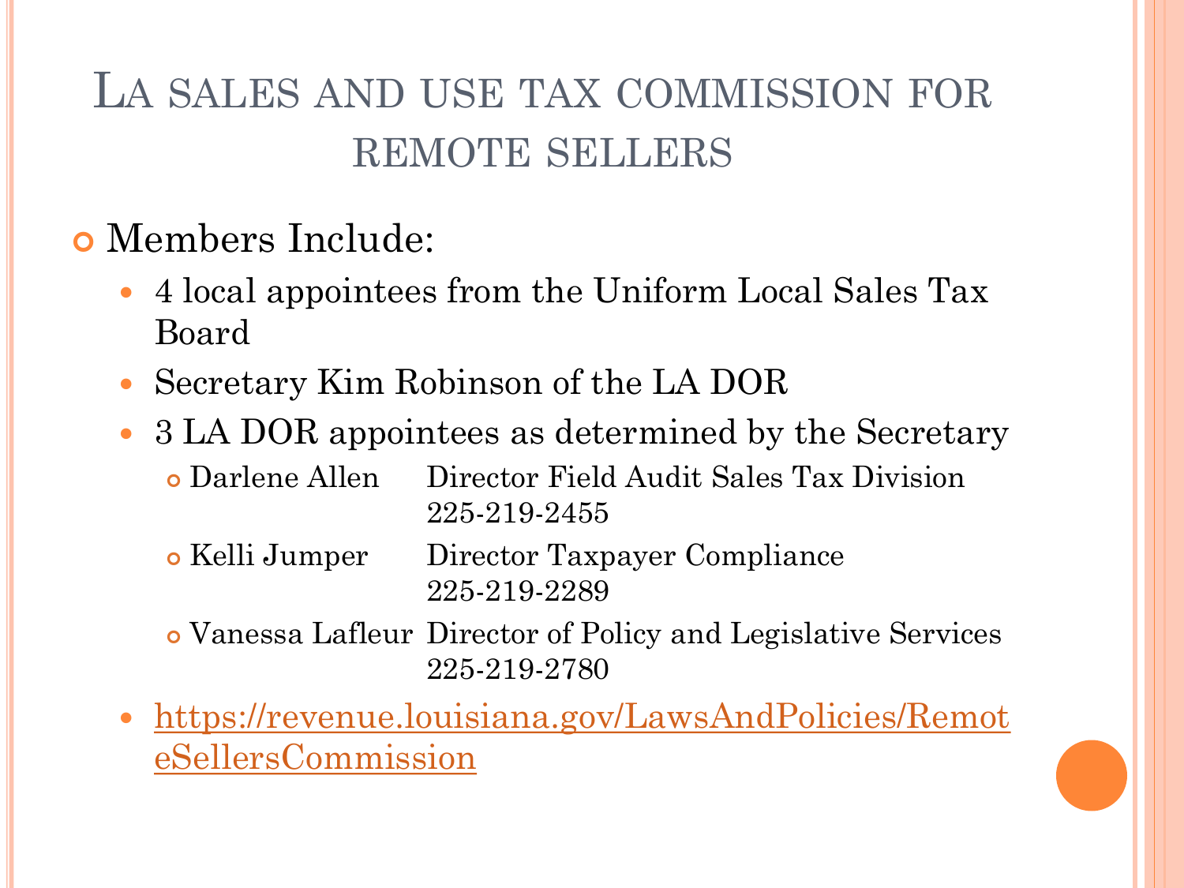# LA sales and use tax commission for remote sellers

- Members Include:
  - 4 local appointees from the Uniform Local Sales Tax Board
  - Secretary Kim Robinson of the LA DOR
  - 3 LA DOR appointees as determined by the Secretary
    - Darlene Allen — Director Field Audit Sales Tax Division 225-219-2455
    - Kelli Jumper — Director Taxpayer Compliance 225-219-2289
    - Vanessa Lafleur — Director of Policy and Legislative Services 225-219-2780
  - https://revenue.louisiana.gov/LawsAndPolicies/RemoteSellersCommission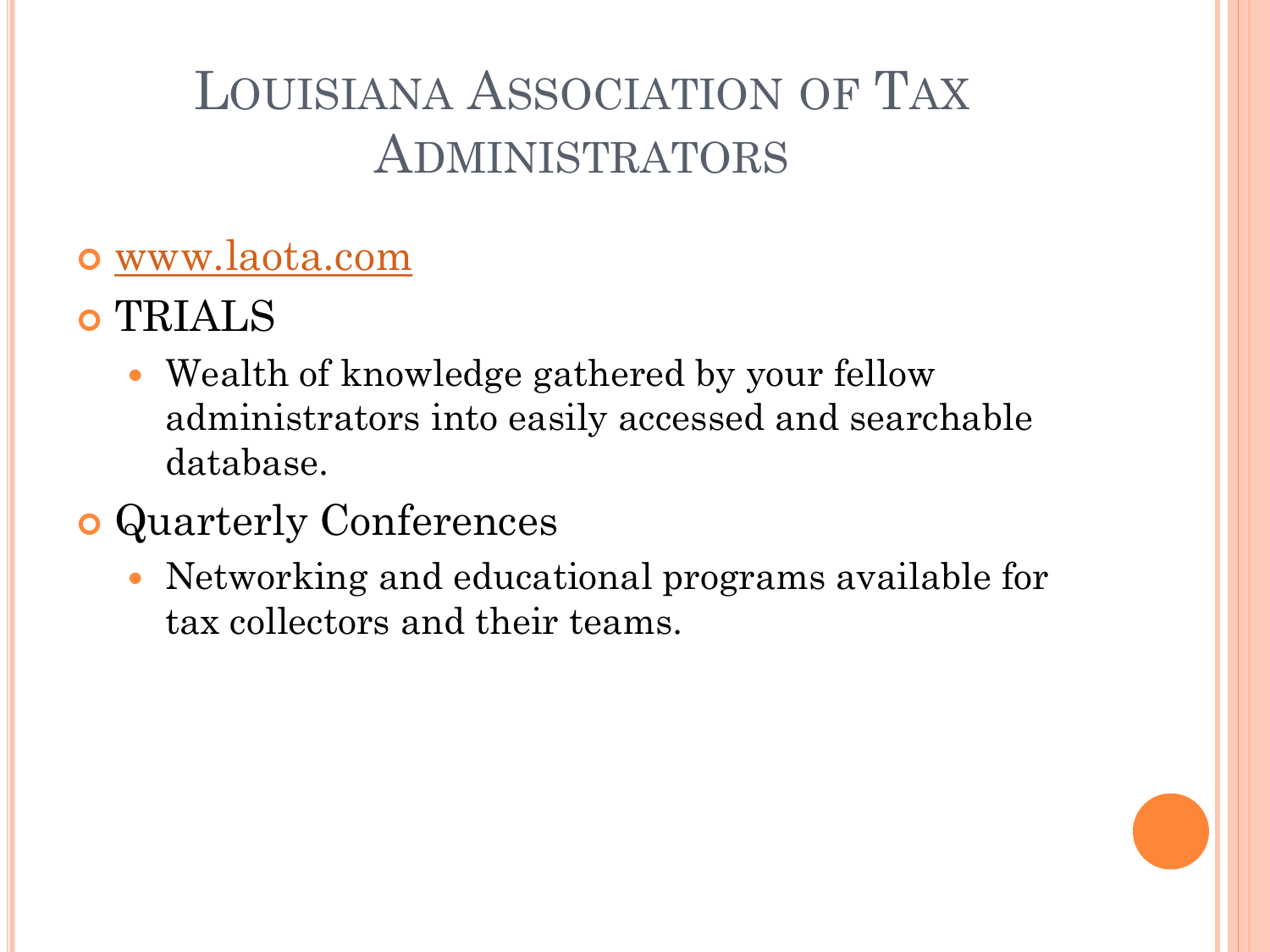# Louisiana Association of Tax Administrators

- www.laota.com
- TRIALS
  - Wealth of knowledge gathered by your fellow administrators into easily accessed and searchable database.
- Quarterly Conferences
  - Networking and educational programs available for tax collectors and their teams.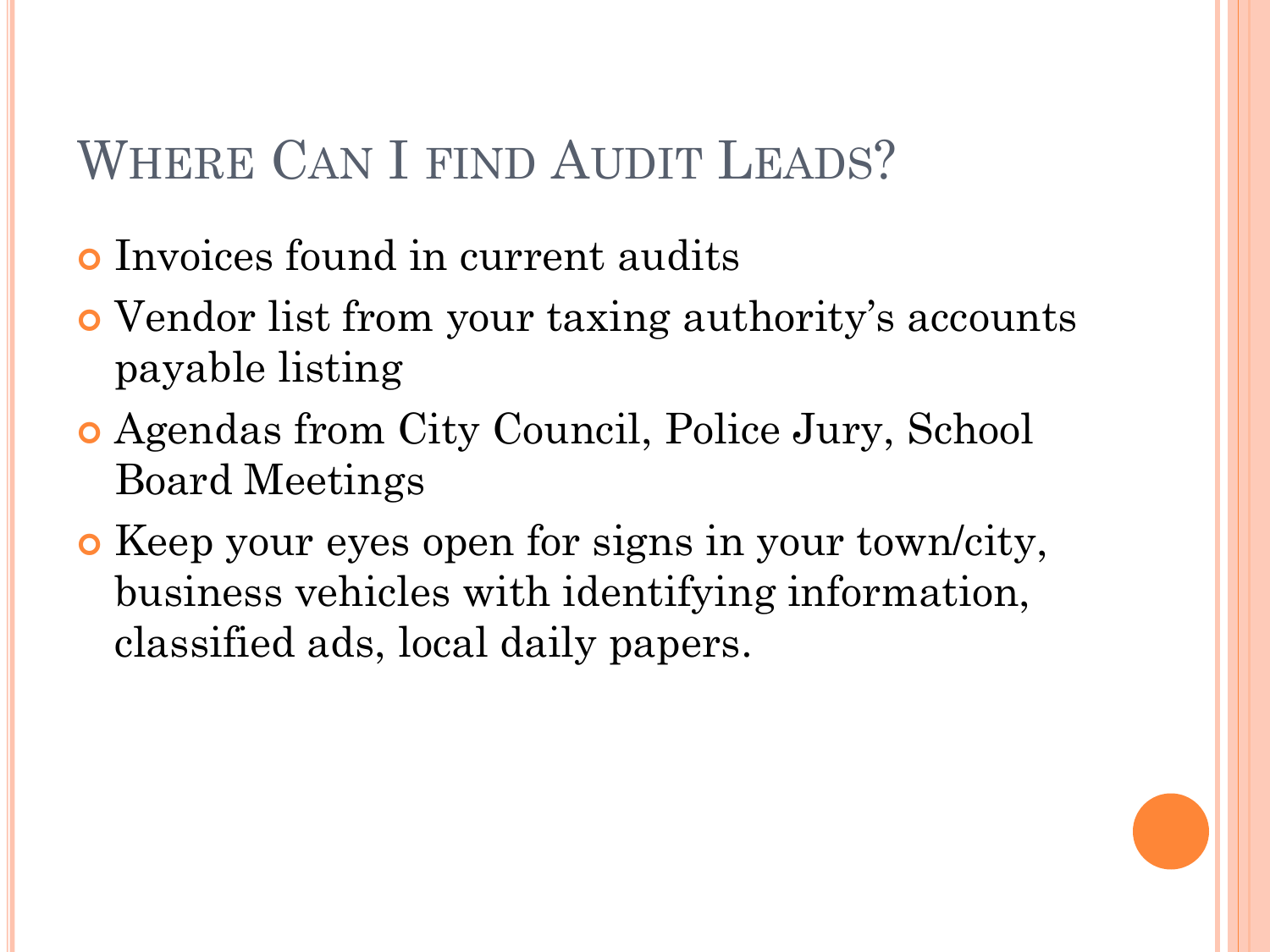# Where Can I find Audit Leads?

- Invoices found in current audits
- Vendor list from your taxing authority's accounts payable listing
- Agendas from City Council, Police Jury, School Board Meetings
- Keep your eyes open for signs in your town/city, business vehicles with identifying information, classified ads, local daily papers.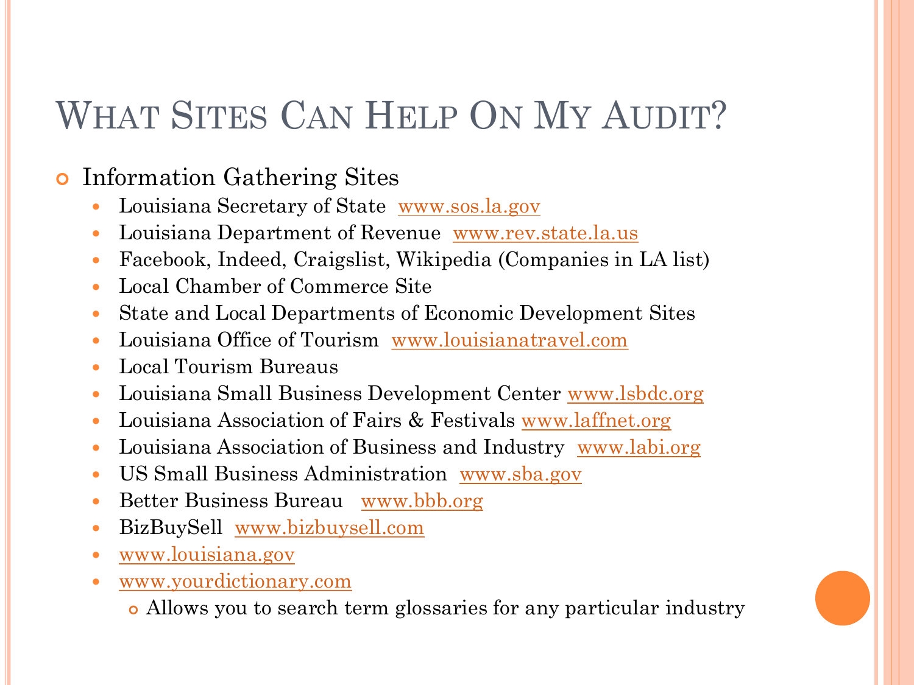# What Sites Can Help On My Audit?

- Information Gathering Sites
  - Louisiana Secretary of State www.sos.la.gov
  - Louisiana Department of Revenue www.rev.state.la.us
  - Facebook, Indeed, Craigslist, Wikipedia (Companies in LA list)
  - Local Chamber of Commerce Site
  - State and Local Departments of Economic Development Sites
  - Louisiana Office of Tourism www.louisianatravel.com
  - Local Tourism Bureaus
  - Louisiana Small Business Development Center www.lsbdc.org
  - Louisiana Association of Fairs & Festivals www.laffnet.org
  - Louisiana Association of Business and Industry www.labi.org
  - US Small Business Administration www.sba.gov
  - Better Business Bureau www.bbb.org
  - BizBuySell www.bizbuysell.com
  - www.louisiana.gov
  - www.yourdictionary.com
    - Allows you to search term glossaries for any particular industry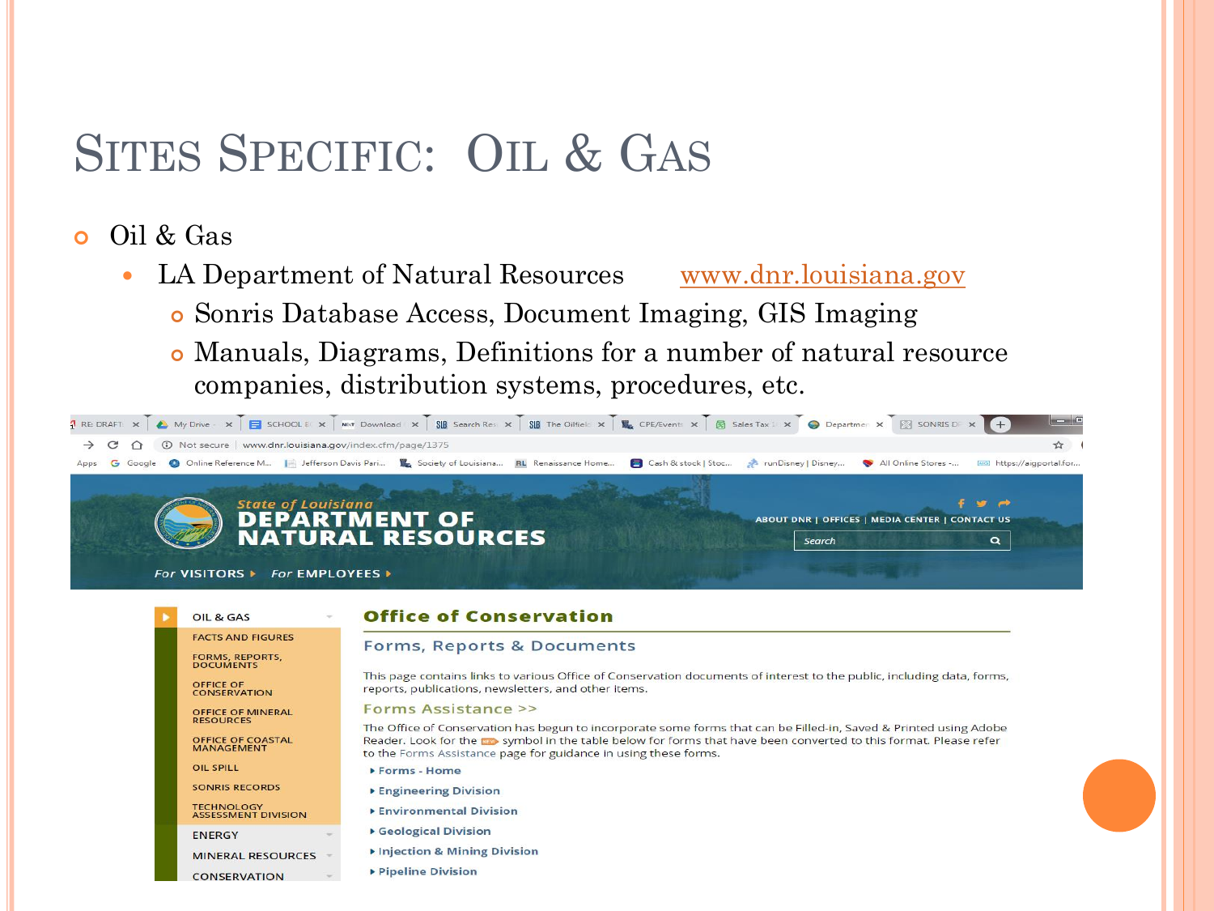# Sites Specific: Oil & Gas

- Oil & Gas
  - LA Department of Natural Resources www.dnr.louisiana.gov
    - Sonris Database Access, Document Imaging, GIS Imaging
    - Manuals, Diagrams, Definitions for a number of natural resource companies, distribution systems, procedures, etc.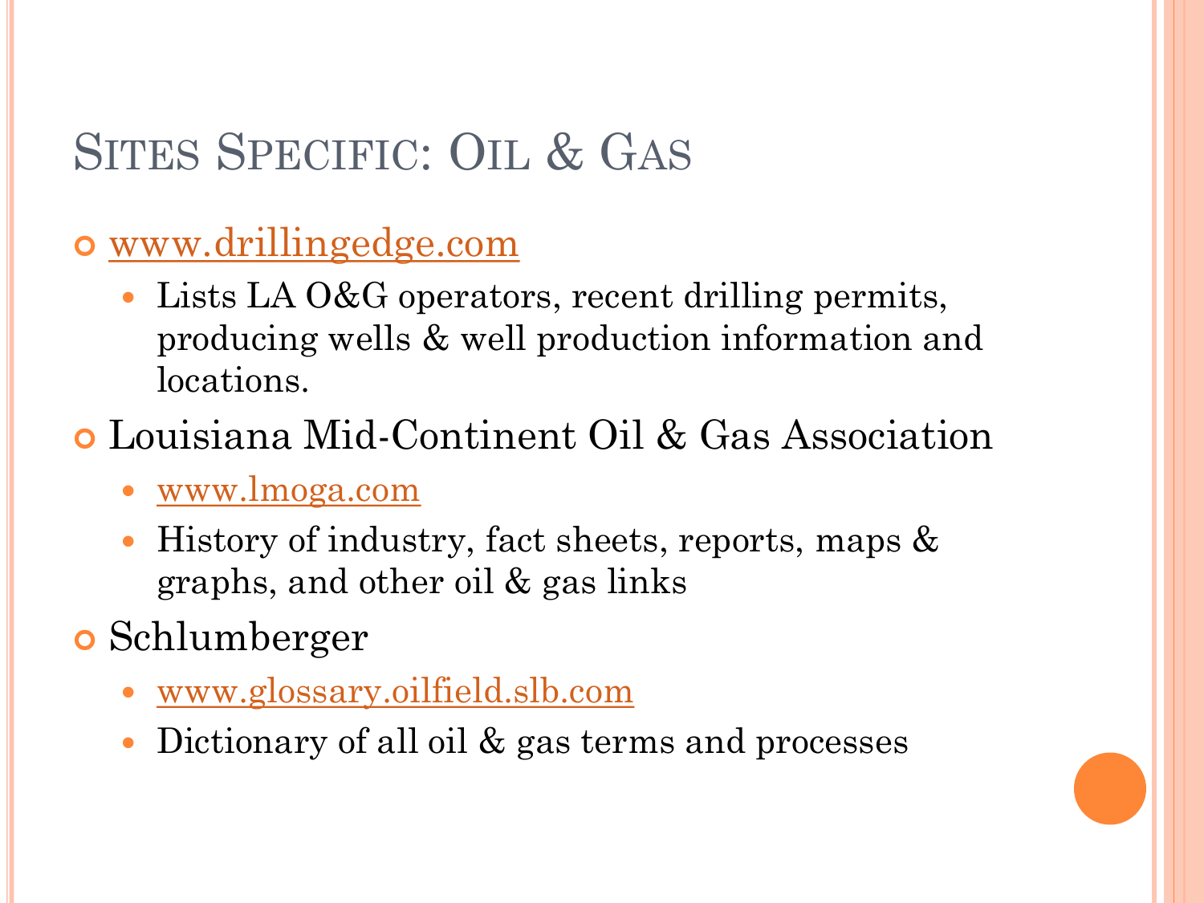# Sites Specific: Oil & Gas

- www.drillingedge.com
  - Lists LA O&G operators, recent drilling permits, producing wells & well production information and locations.
- Louisiana Mid-Continent Oil & Gas Association
  - www.lmoga.com
  - History of industry, fact sheets, reports, maps & graphs, and other oil & gas links
- Schlumberger
  - www.glossary.oilfield.slb.com
  - Dictionary of all oil & gas terms and processes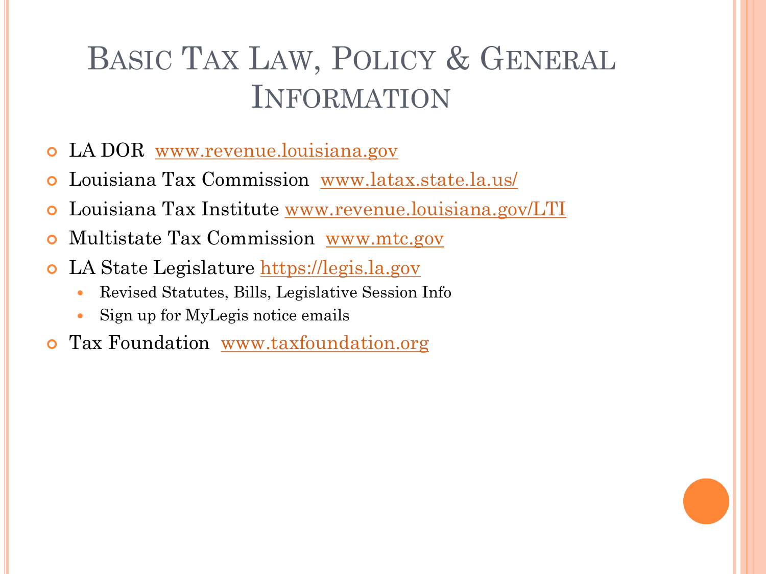# Basic Tax Law, Policy & General Information

- LA DOR  www.revenue.louisiana.gov
- Louisiana Tax Commission  www.latax.state.la.us/
- Louisiana Tax Institute www.revenue.louisiana.gov/LTI
- Multistate Tax Commission  www.mtc.gov
- LA State Legislature https://legis.la.gov
  - Revised Statutes, Bills, Legislative Session Info
  - Sign up for MyLegis notice emails
- Tax Foundation  www.taxfoundation.org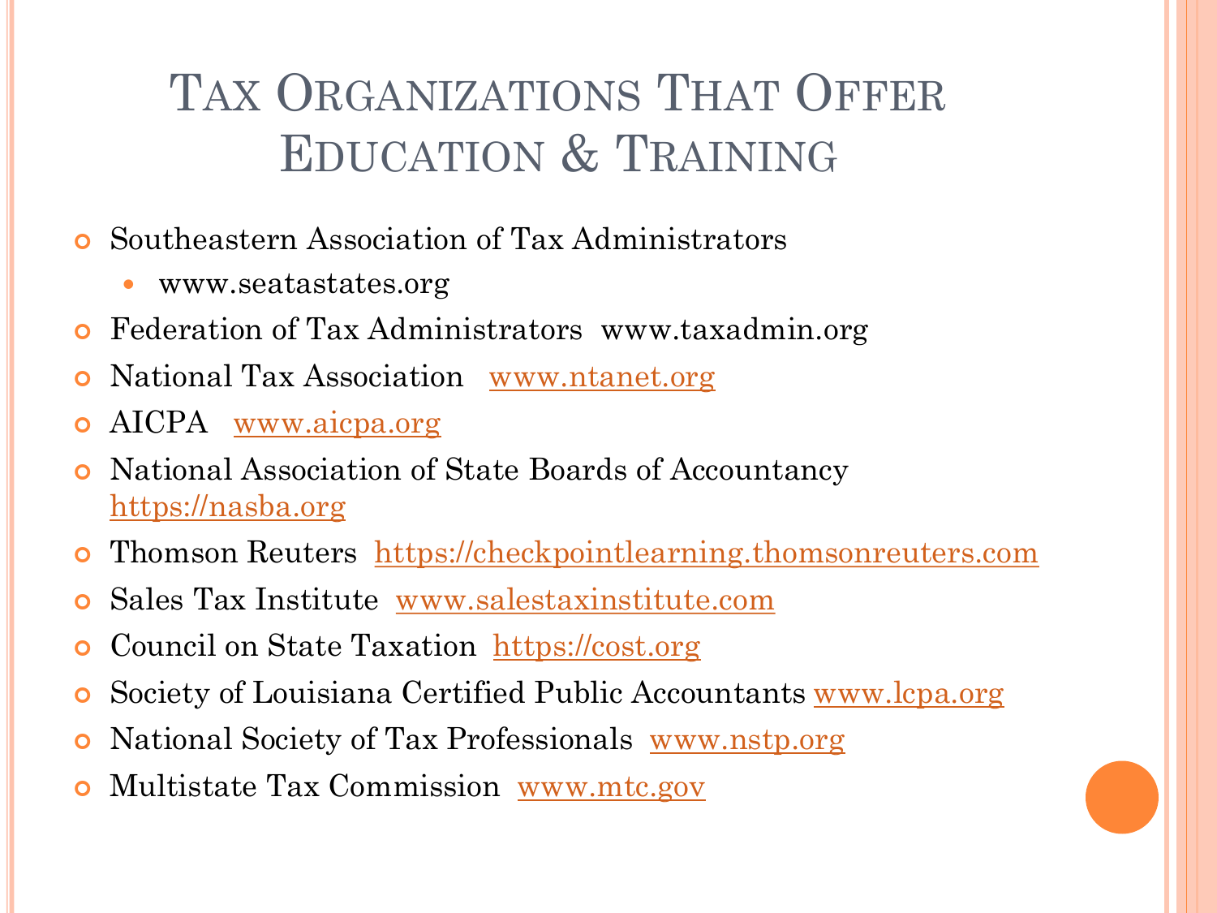# Tax Organizations That Offer Education & Training

- Southeastern Association of Tax Administrators
  - www.seatastates.org
- Federation of Tax Administrators www.taxadmin.org
- National Tax Association www.ntanet.org
- AICPA www.aicpa.org
- National Association of State Boards of Accountancy https://nasba.org
- Thomson Reuters https://checkpointlearning.thomsonreuters.com
- Sales Tax Institute www.salestaxinstitute.com
- Council on State Taxation https://cost.org
- Society of Louisiana Certified Public Accountants www.lcpa.org
- National Society of Tax Professionals www.nstp.org
- Multistate Tax Commission www.mtc.gov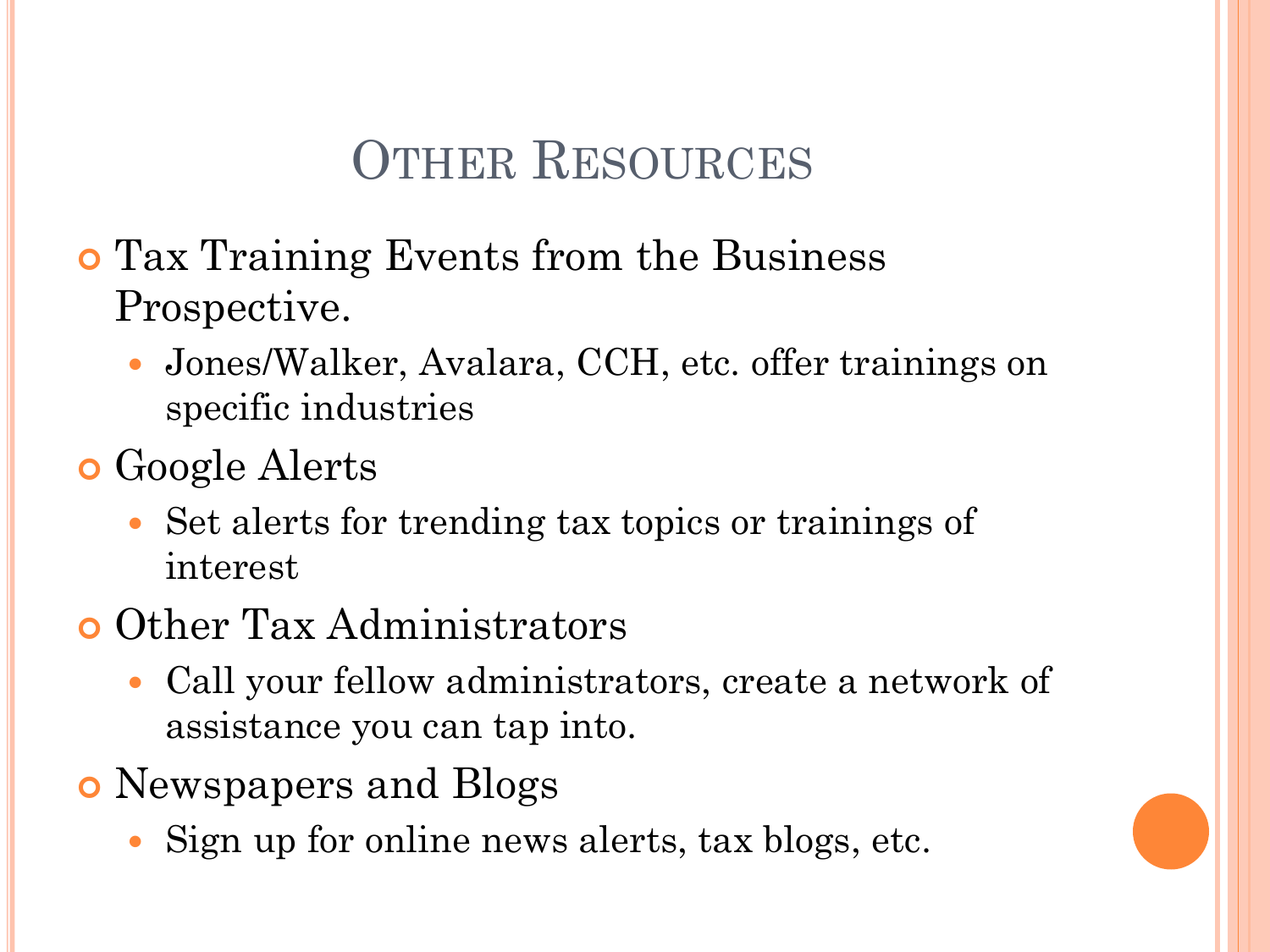# Other Resources

- Tax Training Events from the Business Prospective.
  - Jones/Walker, Avalara, CCH, etc. offer trainings on specific industries
- Google Alerts
  - Set alerts for trending tax topics or trainings of interest
- Other Tax Administrators
  - Call your fellow administrators, create a network of assistance you can tap into.
- Newspapers and Blogs
  - Sign up for online news alerts, tax blogs, etc.